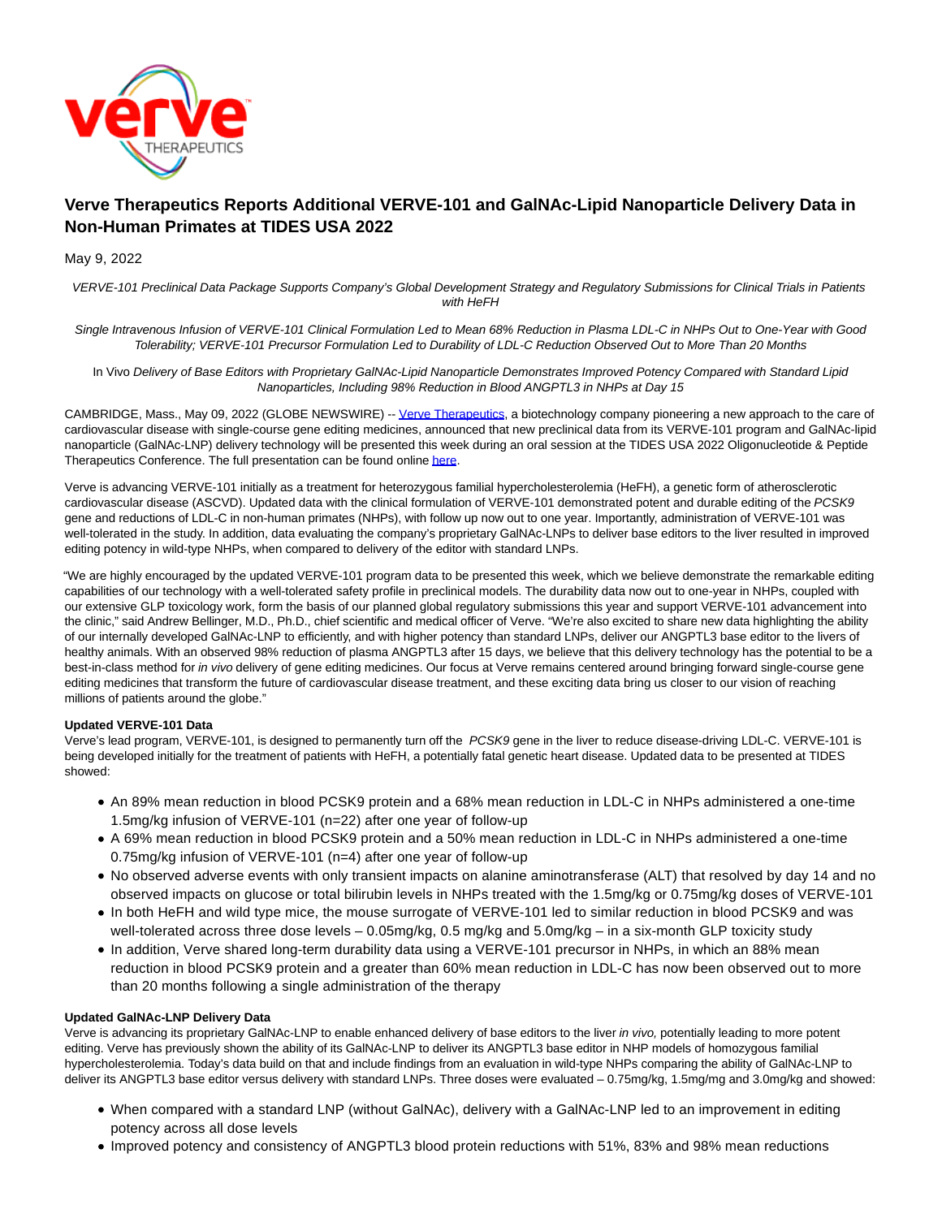# Verve Therapeutics Reports Additional VERVE-101 and GalNAc-Lipid Nanoparticle Delivery Data in Non-Human Primates at TIDES USA 2022

May 9, 2022

*VERVE-101 Preclinical Data Package Supports Company's Global Development Strategy and Regulatory Submissions for Clinical Trials in Patients with HeFH*

*Single Intravenous Infusion of VERVE-101 Clinical Formulation Led to Mean 68% Reduction in Plasma LDL-C in NHPs Out to One-Year with Good Tolerability; VERVE-101 Precursor Formulation Led to Durability of LDL-C Reduction Observed Out to More Than 20 Months*

In Vivo *Delivery of Base Editors with Proprietary GalNAc-Lipid Nanoparticle Demonstrates Improved Potency Compared with Standard Lipid Nanoparticles, Including 98% Reduction in Blood ANGPTL3 in NHPs at Day 15*

CAMBRIDGE, Mass., May 09, 2022 (GLOBE NEWSWIRE) -- Verve Therapeutics, a biotechnology company pioneering a new approach to the care of cardiovascular disease with single-course gene editing medicines, announced that new preclinical data from its VERVE-101 program and GalNAc-lipid nanoparticle (GalNAc-LNP) delivery technology will be presented this week during an oral session at the TIDES USA 2022 Oligonucleotide & Peptide Therapeutics Conference. The full presentation can be found online here.

Verve is advancing VERVE-101 initially as a treatment for heterozygous familial hypercholesterolemia (HeFH), a genetic form of atherosclerotic cardiovascular disease (ASCVD). Updated data with the clinical formulation of VERVE-101 demonstrated potent and durable editing of the *PCSK9* gene and reductions of LDL-C in non-human primates (NHPs), with follow up now out to one year. Importantly, administration of VERVE-101 was well-tolerated in the study. In addition, data evaluating the company's proprietary GalNAc-LNPs to deliver base editors to the liver resulted in improved editing potency in wild-type NHPs, when compared to delivery of the editor with standard LNPs.

"We are highly encouraged by the updated VERVE-101 program data to be presented this week, which we believe demonstrate the remarkable editing capabilities of our technology with a well-tolerated safety profile in preclinical models. The durability data now out to one-year in NHPs, coupled with our extensive GLP toxicology work, form the basis of our planned global regulatory submissions this year and support VERVE-101 advancement into the clinic," said Andrew Bellinger, M.D., Ph.D., chief scientific and medical officer of Verve. "We're also excited to share new data highlighting the ability of our internally developed GalNAc-LNP to efficiently, and with higher potency than standard LNPs, deliver our ANGPTL3 base editor to the livers of healthy animals. With an observed 98% reduction of plasma ANGPTL3 after 15 days, we believe that this delivery technology has the potential to be a best-in-class method for *in vivo* delivery of gene editing medicines. Our focus at Verve remains centered around bringing forward single-course gene editing medicines that transform the future of cardiovascular disease treatment, and these exciting data bring us closer to our vision of reaching millions of patients around the globe."

**Updated VERVE-101 Data**

Verve's lead program, VERVE-101, is designed to permanently turn off the *PCSK9* gene in the liver to reduce disease-driving LDL-C. VERVE-101 is being developed initially for the treatment of patients with HeFH, a potentially fatal genetic heart disease. Updated data to be presented at TIDES showed:

- An 89% mean reduction in blood PCSK9 protein and a 68% mean reduction in LDL-C in NHPs administered a one-time 1.5mg/kg infusion of VERVE-101 (n=22) after one year of follow-up
- A 69% mean reduction in blood PCSK9 protein and a 50% mean reduction in LDL-C in NHPs administered a one-time 0.75mg/kg infusion of VERVE-101 (n=4) after one year of follow-up
- No observed adverse events with only transient impacts on alanine aminotransferase (ALT) that resolved by day 14 and no observed impacts on glucose or total bilirubin levels in NHPs treated with the 1.5mg/kg or 0.75mg/kg doses of VERVE-101
- In both HeFH and wild type mice, the mouse surrogate of VERVE-101 led to similar reduction in blood PCSK9 and was well-tolerated across three dose levels – 0.05mg/kg, 0.5 mg/kg and 5.0mg/kg – in a six-month GLP toxicity study
- In addition, Verve shared long-term durability data using a VERVE-101 precursor in NHPs, in which an 88% mean reduction in blood PCSK9 protein and a greater than 60% mean reduction in LDL-C has now been observed out to more than 20 months following a single administration of the therapy

**Updated GalNAc-LNP Delivery Data**

Verve is advancing its proprietary GalNAc-LNP to enable enhanced delivery of base editors to the liver *in vivo,* potentially leading to more potent editing. Verve has previously shown the ability of its GalNAc-LNP to deliver its ANGPTL3 base editor in NHP models of homozygous familial hypercholesterolemia. Today's data build on that and include findings from an evaluation in wild-type NHPs comparing the ability of GalNAc-LNP to deliver its ANGPTL3 base editor versus delivery with standard LNPs. Three doses were evaluated – 0.75mg/kg, 1.5mg/mg and 3.0mg/kg and showed:

- When compared with a standard LNP (without GalNAc), delivery with a GalNAc-LNP led to an improvement in editing potency across all dose levels
- Improved potency and consistency of ANGPTL3 blood protein reductions with 51%, 83% and 98% mean reductions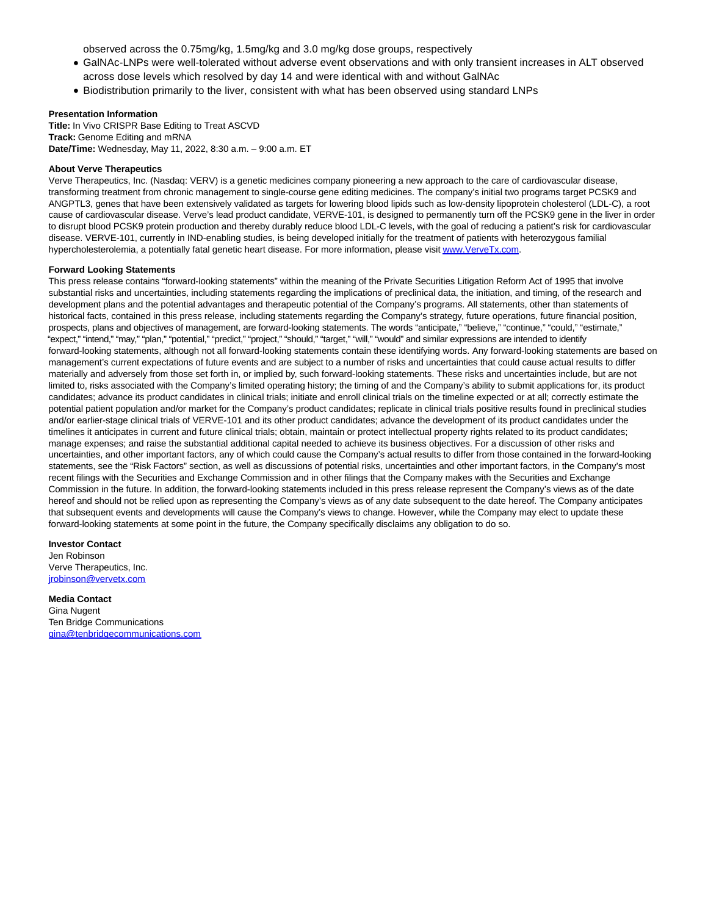observed across the 0.75mg/kg, 1.5mg/kg and 3.0 mg/kg dose groups, respectively

- GalNAc-LNPs were well-tolerated without adverse event observations and with only transient increases in ALT observed across dose levels which resolved by day 14 and were identical with and without GalNAc
- Biodistribution primarily to the liver, consistent with what has been observed using standard LNPs

**Presentation Information**
**Title:** In Vivo CRISPR Base Editing to Treat ASCVD
**Track:** Genome Editing and mRNA
**Date/Time:** Wednesday, May 11, 2022, 8:30 a.m. – 9:00 a.m. ET

**About Verve Therapeutics**
Verve Therapeutics, Inc. (Nasdaq: VERV) is a genetic medicines company pioneering a new approach to the care of cardiovascular disease, transforming treatment from chronic management to single-course gene editing medicines. The company's initial two programs target PCSK9 and ANGPTL3, genes that have been extensively validated as targets for lowering blood lipids such as low-density lipoprotein cholesterol (LDL-C), a root cause of cardiovascular disease. Verve's lead product candidate, VERVE-101, is designed to permanently turn off the PCSK9 gene in the liver in order to disrupt blood PCSK9 protein production and thereby durably reduce blood LDL-C levels, with the goal of reducing a patient's risk for cardiovascular disease. VERVE-101, currently in IND-enabling studies, is being developed initially for the treatment of patients with heterozygous familial hypercholesterolemia, a potentially fatal genetic heart disease. For more information, please visit www.VerveTx.com.

**Forward Looking Statements**
This press release contains "forward-looking statements" within the meaning of the Private Securities Litigation Reform Act of 1995 that involve substantial risks and uncertainties, including statements regarding the implications of preclinical data, the initiation, and timing, of the research and development plans and the potential advantages and therapeutic potential of the Company's programs. All statements, other than statements of historical facts, contained in this press release, including statements regarding the Company's strategy, future operations, future financial position, prospects, plans and objectives of management, are forward-looking statements. The words "anticipate," "believe," "continue," "could," "estimate," "expect," "intend," "may," "plan," "potential," "predict," "project," "should," "target," "will," "would" and similar expressions are intended to identify forward-looking statements, although not all forward-looking statements contain these identifying words. Any forward-looking statements are based on management's current expectations of future events and are subject to a number of risks and uncertainties that could cause actual results to differ materially and adversely from those set forth in, or implied by, such forward-looking statements. These risks and uncertainties include, but are not limited to, risks associated with the Company's limited operating history; the timing of and the Company's ability to submit applications for, its product candidates; advance its product candidates in clinical trials; initiate and enroll clinical trials on the timeline expected or at all; correctly estimate the potential patient population and/or market for the Company's product candidates; replicate in clinical trials positive results found in preclinical studies and/or earlier-stage clinical trials of VERVE-101 and its other product candidates; advance the development of its product candidates under the timelines it anticipates in current and future clinical trials; obtain, maintain or protect intellectual property rights related to its product candidates; manage expenses; and raise the substantial additional capital needed to achieve its business objectives. For a discussion of other risks and uncertainties, and other important factors, any of which could cause the Company's actual results to differ from those contained in the forward-looking statements, see the "Risk Factors" section, as well as discussions of potential risks, uncertainties and other important factors, in the Company's most recent filings with the Securities and Exchange Commission and in other filings that the Company makes with the Securities and Exchange Commission in the future. In addition, the forward-looking statements included in this press release represent the Company's views as of the date hereof and should not be relied upon as representing the Company's views as of any date subsequent to the date hereof. The Company anticipates that subsequent events and developments will cause the Company's views to change. However, while the Company may elect to update these forward-looking statements at some point in the future, the Company specifically disclaims any obligation to do so.

**Investor Contact**
Jen Robinson
Verve Therapeutics, Inc.
jrobinson@vervetx.com

**Media Contact**
Gina Nugent
Ten Bridge Communications
gina@tenbridgecommunications.com